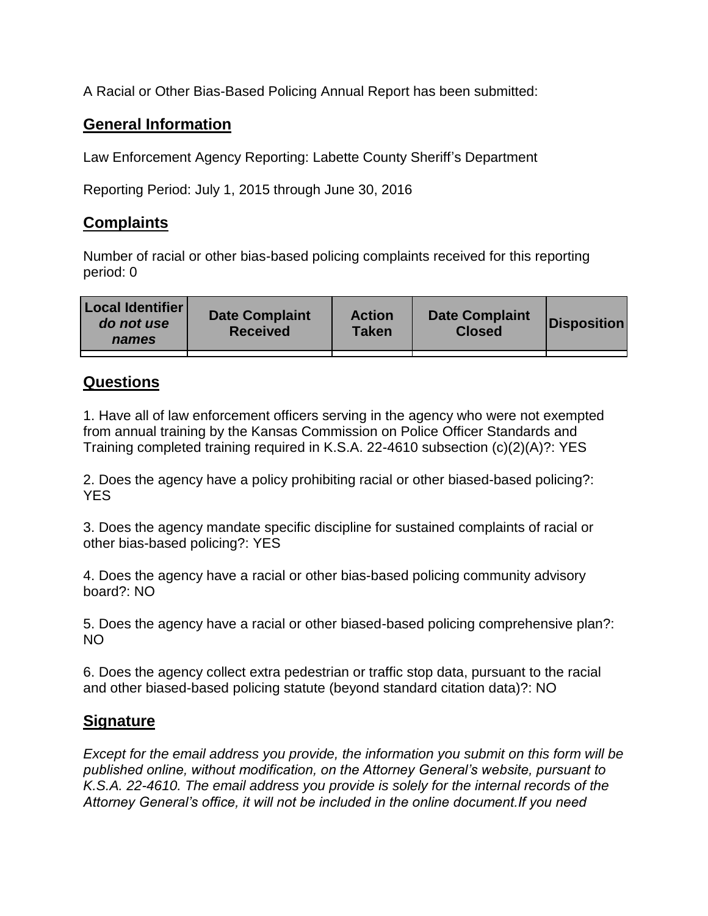A Racial or Other Bias-Based Policing Annual Report has been submitted:

## General Information

Law Enforcement Agency Reporting: Labette County Sheriff's Department

Reporting Period: July 1, 2015 through June 30, 2016

## Complaints

Number of racial or other bias-based policing complaints received for this reporting period: 0

| Local Identifier *do not use names* | Date Complaint Received | Action Taken | Date Complaint Closed | Disposition |
|---|---|---|---|---|
| | | | | |

## Questions

1. Have all of law enforcement officers serving in the agency who were not exempted from annual training by the Kansas Commission on Police Officer Standards and Training completed training required in K.S.A. 22-4610 subsection (c)(2)(A)?: YES

2. Does the agency have a policy prohibiting racial or other biased-based policing?: YES

3. Does the agency mandate specific discipline for sustained complaints of racial or other bias-based policing?: YES

4. Does the agency have a racial or other bias-based policing community advisory board?: NO

5. Does the agency have a racial or other biased-based policing comprehensive plan?: NO

6. Does the agency collect extra pedestrian or traffic stop data, pursuant to the racial and other biased-based policing statute (beyond standard citation data)?: NO

## Signature

*Except for the email address you provide, the information you submit on this form will be published online, without modification, on the Attorney General's website, pursuant to K.S.A. 22-4610. The email address you provide is solely for the internal records of the Attorney General's office, it will not be included in the online document.If you need*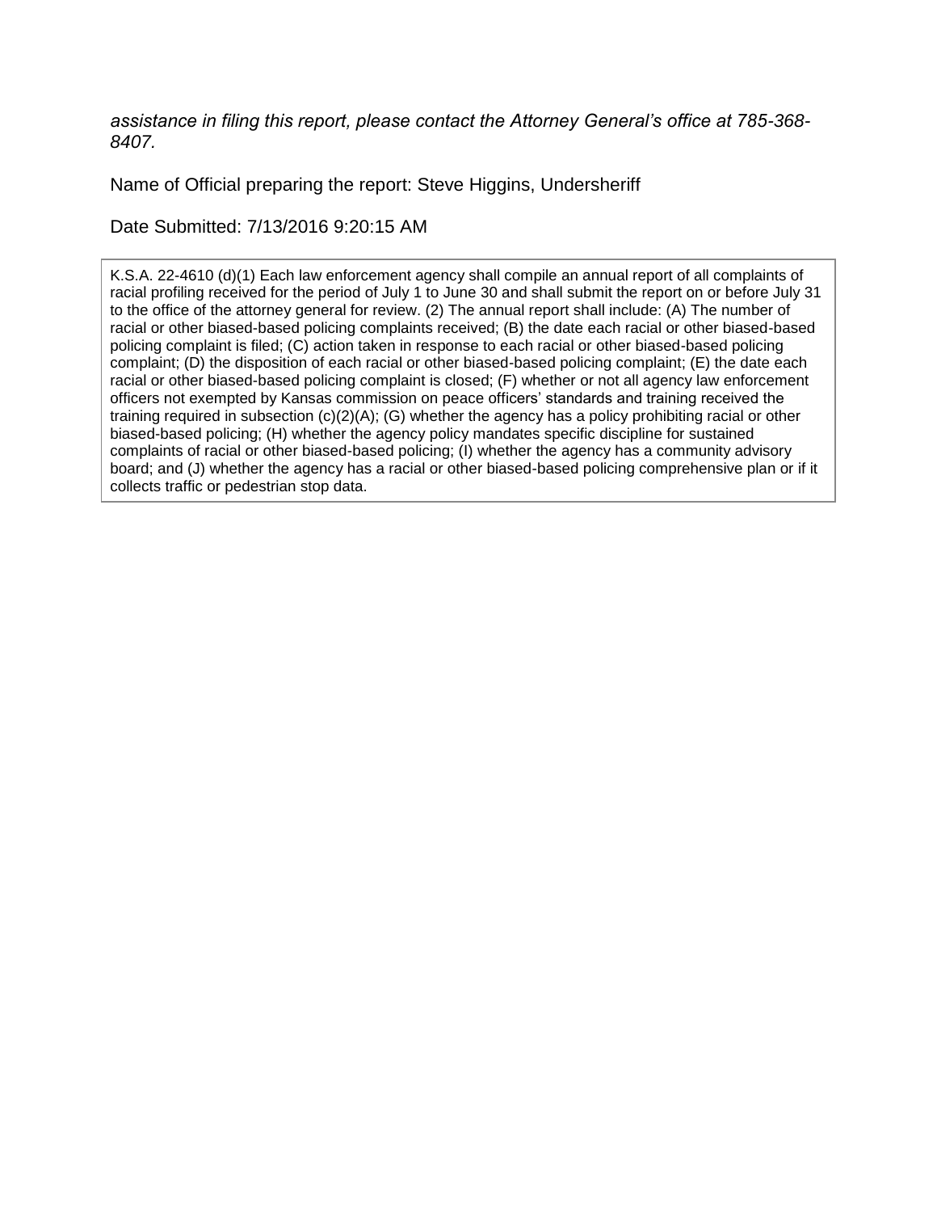*assistance in filing this report, please contact the Attorney General's office at 785-368-8407.*

Name of Official preparing the report: Steve Higgins, Undersheriff

Date Submitted: 7/13/2016 9:20:15 AM

K.S.A. 22-4610 (d)(1) Each law enforcement agency shall compile an annual report of all complaints of racial profiling received for the period of July 1 to June 30 and shall submit the report on or before July 31 to the office of the attorney general for review. (2) The annual report shall include: (A) The number of racial or other biased-based policing complaints received; (B) the date each racial or other biased-based policing complaint is filed; (C) action taken in response to each racial or other biased-based policing complaint; (D) the disposition of each racial or other biased-based policing complaint; (E) the date each racial or other biased-based policing complaint is closed; (F) whether or not all agency law enforcement officers not exempted by Kansas commission on peace officers' standards and training received the training required in subsection (c)(2)(A); (G) whether the agency has a policy prohibiting racial or other biased-based policing; (H) whether the agency policy mandates specific discipline for sustained complaints of racial or other biased-based policing; (I) whether the agency has a community advisory board; and (J) whether the agency has a racial or other biased-based policing comprehensive plan or if it collects traffic or pedestrian stop data.